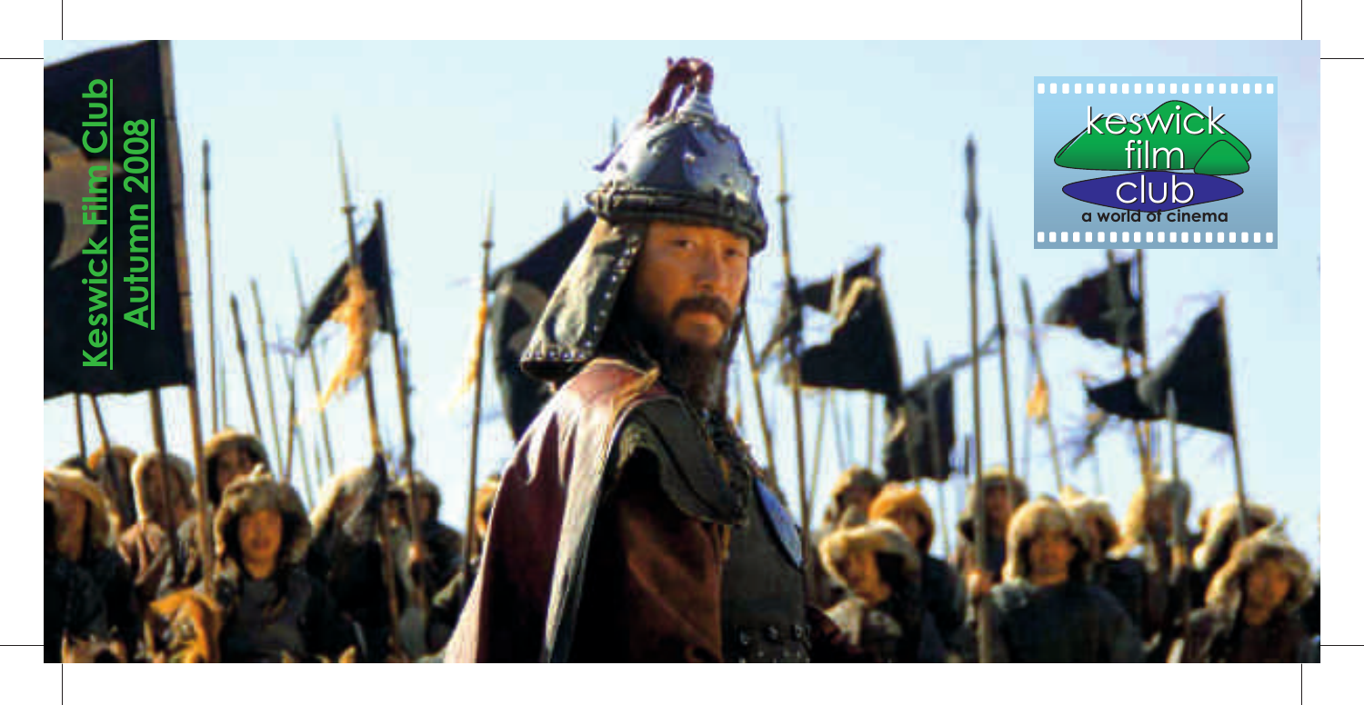# Keswick Film Club

## Autumn 2008

keswick film club

a world of cinema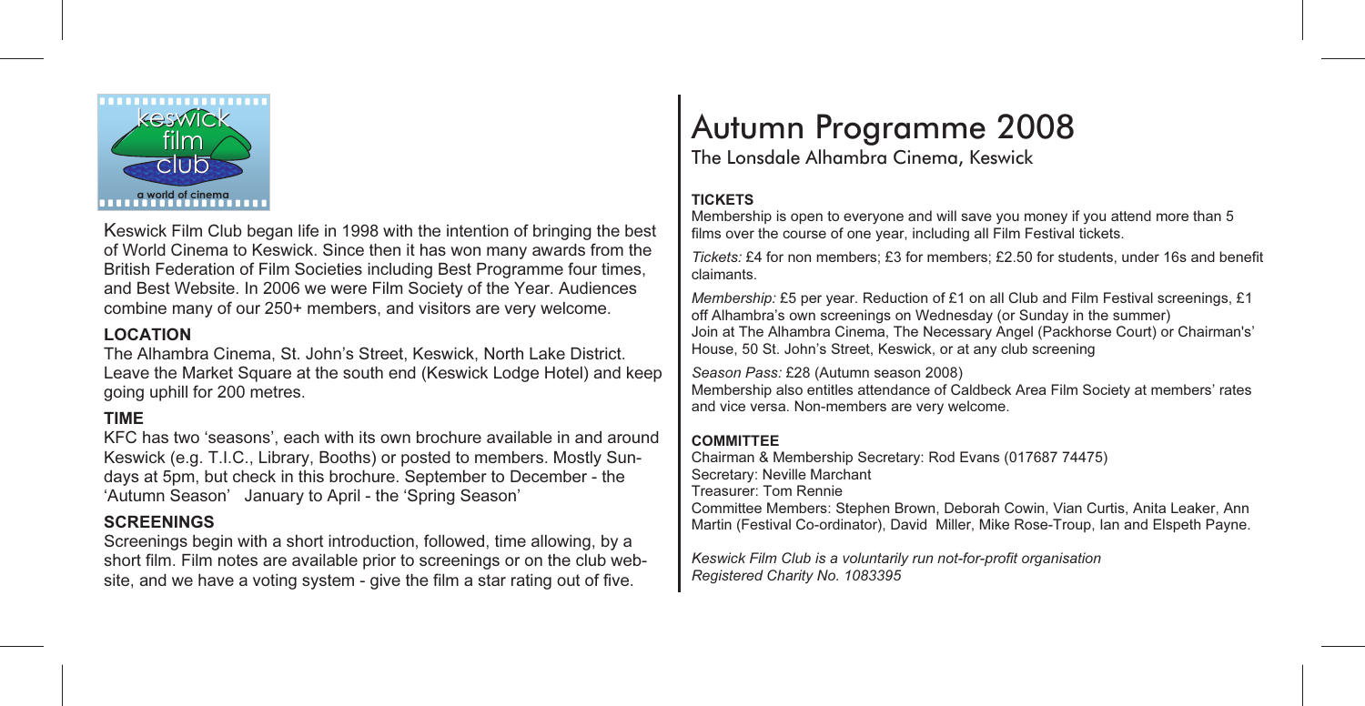keswick film club

a world of cinema

Keswick Film Club began life in 1998 with the intention of bringing the best of World Cinema to Keswick. Since then it has won many awards from the British Federation of Film Societies including Best Programme four times, and Best Website. In 2006 we were Film Society of the Year. Audiences combine many of our 250+ members, and visitors are very welcome.

### LOCATION

The Alhambra Cinema, St. John's Street, Keswick, North Lake District. Leave the Market Square at the south end (Keswick Lodge Hotel) and keep going uphill for 200 metres.

### TIME

KFC has two 'seasons', each with its own brochure available in and around Keswick (e.g. T.I.C., Library, Booths) or posted to members. Mostly Sundays at 5pm, but check in this brochure. September to December - the 'Autumn Season' January to April - the 'Spring Season'

### SCREENINGS

Screenings begin with a short introduction, followed, time allowing, by a short film. Film notes are available prior to screenings or on the club website, and we have a voting system - give the film a star rating out of five.

# Autumn Programme 2008

The Lonsdale Alhambra Cinema, Keswick

### TICKETS

Membership is open to everyone and will save you money if you attend more than 5 films over the course of one year, including all Film Festival tickets.

*Tickets:* £4 for non members; £3 for members; £2.50 for students, under 16s and benefit claimants.

*Membership:* £5 per year. Reduction of £1 on all Club and Film Festival screenings, £1 off Alhambra's own screenings on Wednesday (or Sunday in the summer)
Join at The Alhambra Cinema, The Necessary Angel (Packhorse Court) or Chairman's' House, 50 St. John's Street, Keswick, or at any club screening

*Season Pass:* £28 (Autumn season 2008)
Membership also entitles attendance of Caldbeck Area Film Society at members' rates and vice versa. Non-members are very welcome.

### COMMITTEE

Chairman & Membership Secretary: Rod Evans (017687 74475)
Secretary: Neville Marchant
Treasurer: Tom Rennie
Committee Members: Stephen Brown, Deborah Cowin, Vian Curtis, Anita Leaker, Ann Martin (Festival Co-ordinator), David Miller, Mike Rose-Troup, Ian and Elspeth Payne.

*Keswick Film Club is a voluntarily run not-for-profit organisation*
*Registered Charity No. 1083395*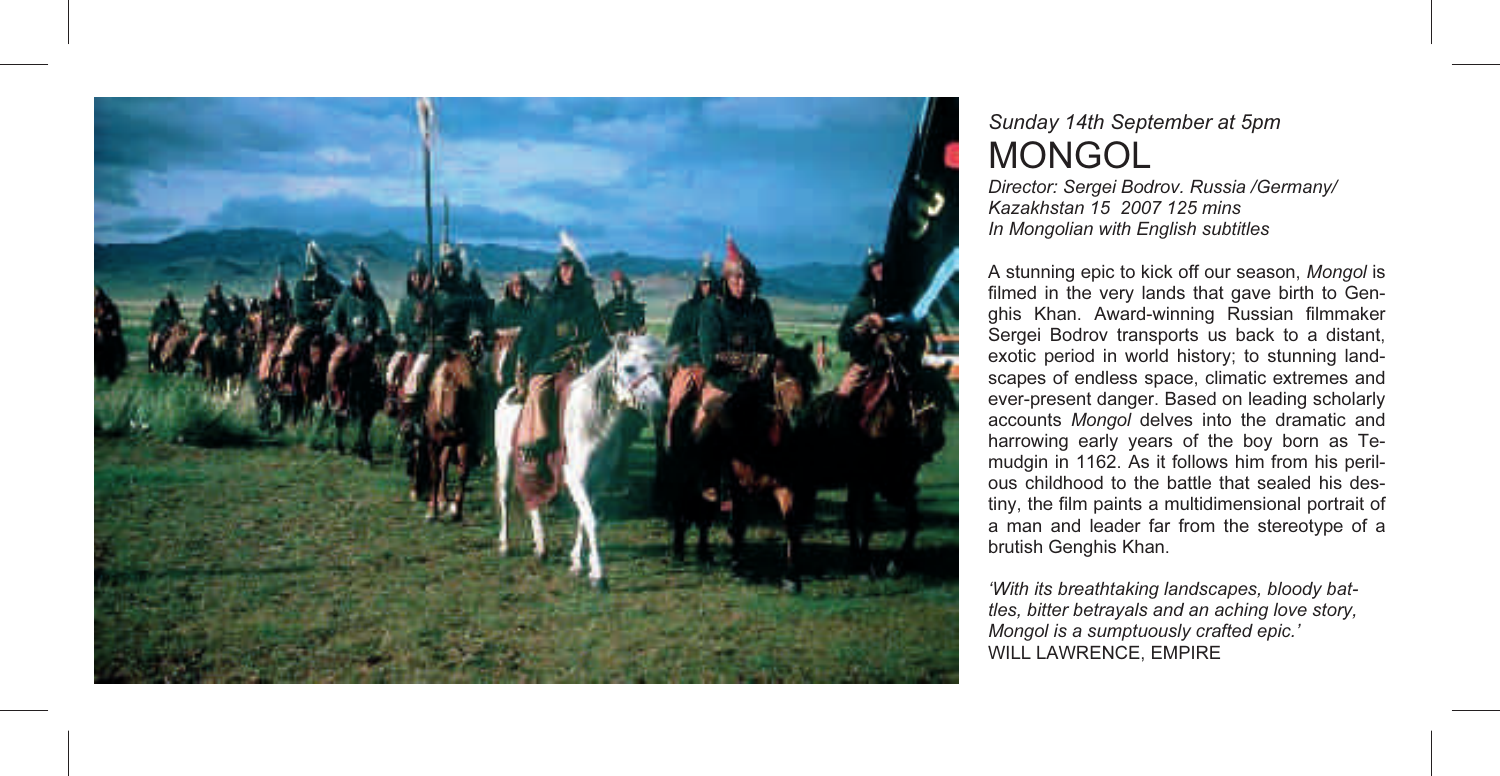*Sunday 14th September at 5pm*

# MONGOL

*Director: Sergei Bodrov. Russia /Germany/ Kazakhstan 15 2007 125 mins*
*In Mongolian with English subtitles*

A stunning epic to kick off our season, *Mongol* is filmed in the very lands that gave birth to Genghis Khan. Award-winning Russian filmmaker Sergei Bodrov transports us back to a distant, exotic period in world history; to stunning landscapes of endless space, climatic extremes and ever-present danger. Based on leading scholarly accounts *Mongol* delves into the dramatic and harrowing early years of the boy born as Temudgin in 1162. As it follows him from his perilous childhood to the battle that sealed his destiny, the film paints a multidimensional portrait of a man and leader far from the stereotype of a brutish Genghis Khan.

*'With its breathtaking landscapes, bloody battles, bitter betrayals and an aching love story, Mongol is a sumptuously crafted epic.'*
WILL LAWRENCE, EMPIRE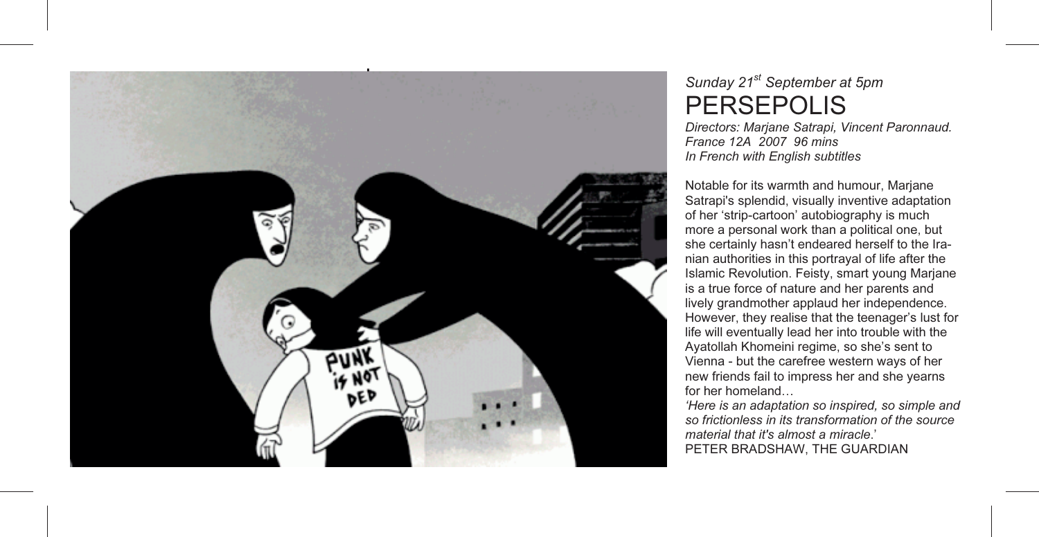*Sunday 21st September at 5pm*

# PERSEPOLIS

*Directors: Marjane Satrapi, Vincent Paronnaud.*
*France 12A 2007 96 mins*
*In French with English subtitles*

Notable for its warmth and humour, Marjane Satrapi's splendid, visually inventive adaptation of her 'strip-cartoon' autobiography is much more a personal work than a political one, but she certainly hasn't endeared herself to the Iranian authorities in this portrayal of life after the Islamic Revolution. Feisty, smart young Marjane is a true force of nature and her parents and lively grandmother applaud her independence. However, they realise that the teenager's lust for life will eventually lead her into trouble with the Ayatollah Khomeini regime, so she's sent to Vienna - but the carefree western ways of her new friends fail to impress her and she yearns for her homeland…

*'Here is an adaptation so inspired, so simple and so frictionless in its transformation of the source material that it's almost a miracle.'*
PETER BRADSHAW, THE GUARDIAN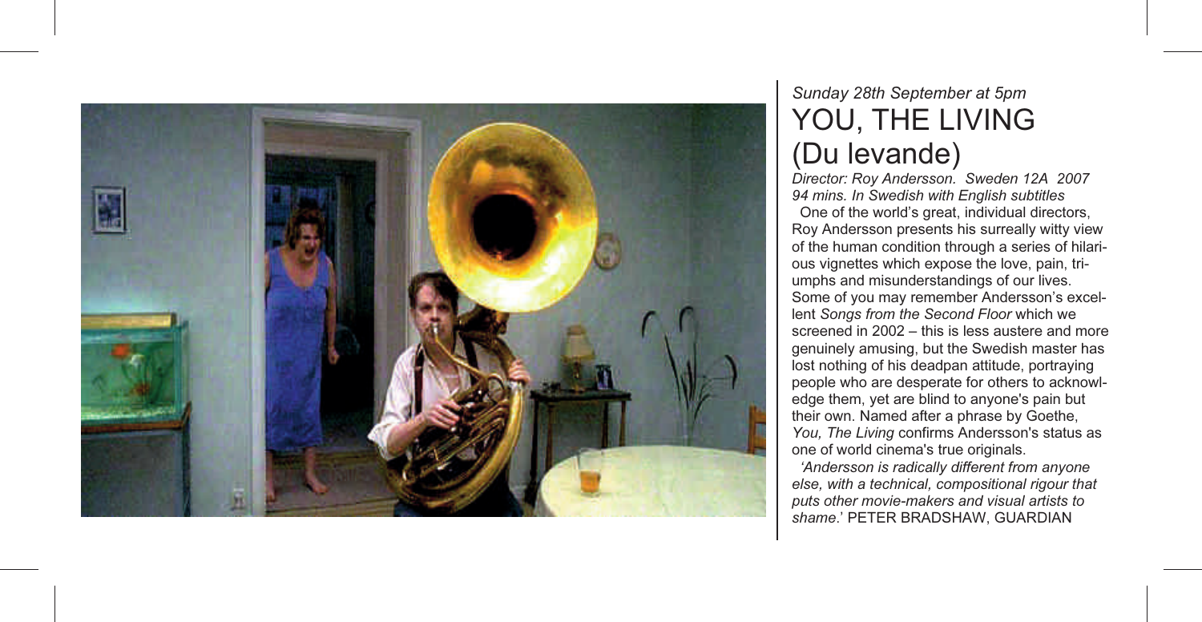*Sunday 28th September at 5pm*

# YOU, THE LIVING (Du levande)

*Director: Roy Andersson. Sweden 12A 2007*
*94 mins. In Swedish with English subtitles*

One of the world's great, individual directors, Roy Andersson presents his surreally witty view of the human condition through a series of hilarious vignettes which expose the love, pain, triumphs and misunderstandings of our lives. Some of you may remember Andersson's excellent *Songs from the Second Floor* which we screened in 2002 – this is less austere and more genuinely amusing, but the Swedish master has lost nothing of his deadpan attitude, portraying people who are desperate for others to acknowledge them, yet are blind to anyone's pain but their own. Named after a phrase by Goethe, *You, The Living* confirms Andersson's status as one of world cinema's true originals.

*'Andersson is radically different from anyone else, with a technical, compositional rigour that puts other movie-makers and visual artists to shame.'* PETER BRADSHAW, GUARDIAN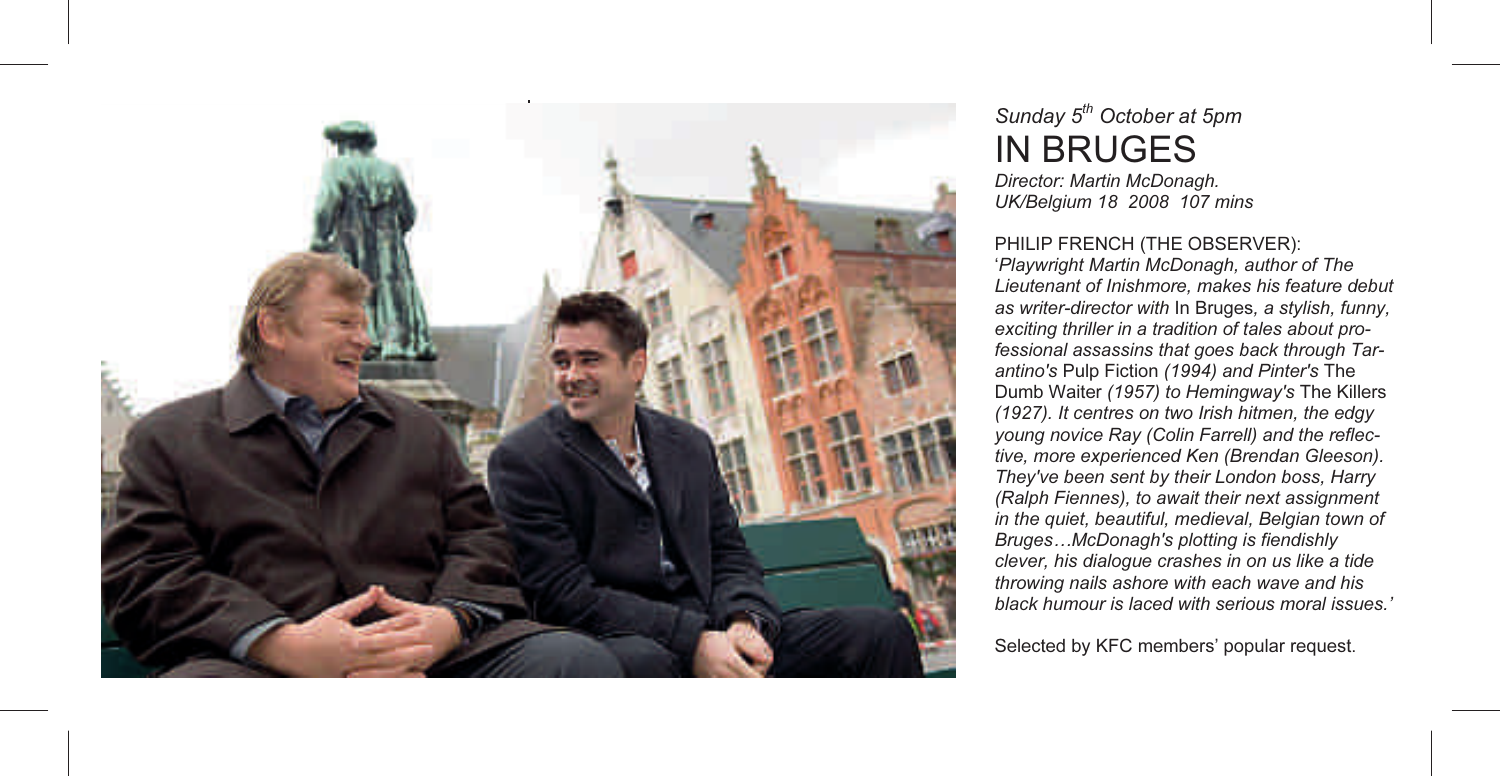*Sunday 5th October at 5pm*

# IN BRUGES

*Director: Martin McDonagh.*
*UK/Belgium 18 2008 107 mins*

PHILIP FRENCH (THE OBSERVER):
'*Playwright Martin McDonagh, author of The Lieutenant of Inishmore, makes his feature debut as writer-director with* In Bruges*, a stylish, funny, exciting thriller in a tradition of tales about professional assassins that goes back through Tarantino's* Pulp Fiction *(1994) and Pinter's* The Dumb Waiter *(1957) to Hemingway's* The Killers *(1927). It centres on two Irish hitmen, the edgy young novice Ray (Colin Farrell) and the reflective, more experienced Ken (Brendan Gleeson). They've been sent by their London boss, Harry (Ralph Fiennes), to await their next assignment in the quiet, beautiful, medieval, Belgian town of Bruges…McDonagh's plotting is fiendishly clever, his dialogue crashes in on us like a tide throwing nails ashore with each wave and his black humour is laced with serious moral issues.*'

Selected by KFC members' popular request.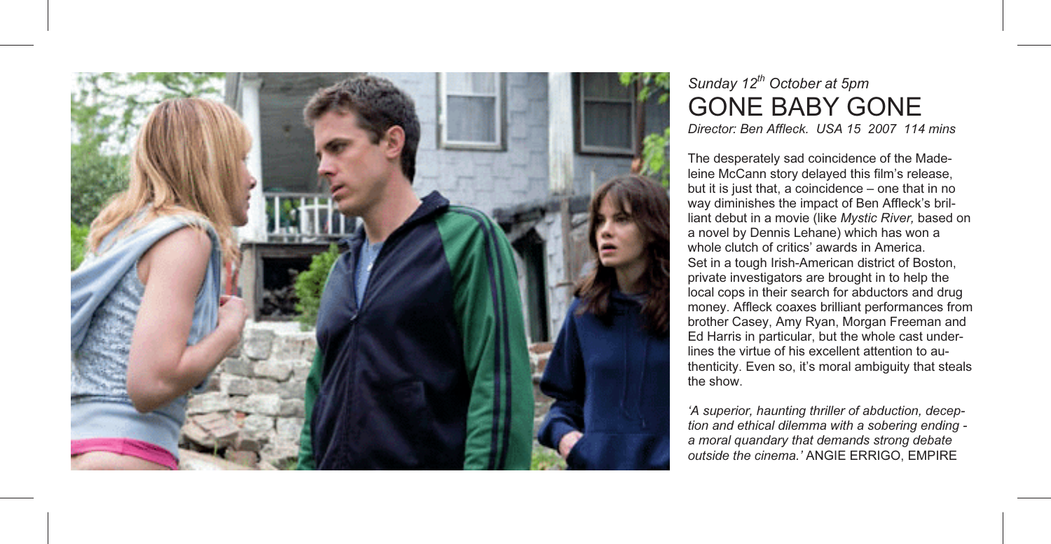*Sunday 12th October at 5pm*

# GONE BABY GONE

*Director: Ben Affleck. USA 15 2007 114 mins*

The desperately sad coincidence of the Madeleine McCann story delayed this film's release, but it is just that, a coincidence – one that in no way diminishes the impact of Ben Affleck's brilliant debut in a movie (like *Mystic River,* based on a novel by Dennis Lehane) which has won a whole clutch of critics' awards in America. Set in a tough Irish-American district of Boston, private investigators are brought in to help the local cops in their search for abductors and drug money. Affleck coaxes brilliant performances from brother Casey, Amy Ryan, Morgan Freeman and Ed Harris in particular, but the whole cast underlines the virtue of his excellent attention to authenticity. Even so, it's moral ambiguity that steals the show.

*'A superior, haunting thriller of abduction, deception and ethical dilemma with a sobering ending - a moral quandary that demands strong debate outside the cinema.'* ANGIE ERRIGO, EMPIRE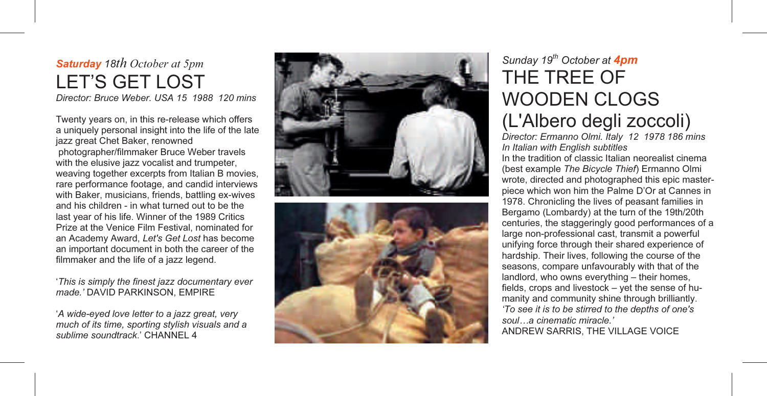***Saturday*** *18th October at 5pm*

## LET'S GET LOST

*Director: Bruce Weber. USA 15 1988 120 mins*

Twenty years on, in this re-release which offers a uniquely personal insight into the life of the late jazz great Chet Baker, renowned photographer/filmmaker Bruce Weber travels with the elusive jazz vocalist and trumpeter, weaving together excerpts from Italian B movies, rare performance footage, and candid interviews with Baker, musicians, friends, battling ex-wives and his children - in what turned out to be the last year of his life. Winner of the 1989 Critics Prize at the Venice Film Festival, nominated for an Academy Award, *Let's Get Lost* has become an important document in both the career of the filmmaker and the life of a jazz legend.

'*This is simply the finest jazz documentary ever made.'* DAVID PARKINSON, EMPIRE

'*A wide-eyed love letter to a jazz great, very much of its time, sporting stylish visuals and a sublime soundtrack*.' CHANNEL 4

*Sunday 19th October at* ***4pm***

## THE TREE OF WOODEN CLOGS (L'Albero degli zoccoli)

*Director: Ermanno Olmi. Italy 12 1978 186 mins*
*In Italian with English subtitles*

In the tradition of classic Italian neorealist cinema (best example *The Bicycle Thief*) Ermanno Olmi wrote, directed and photographed this epic masterpiece which won him the Palme D'Or at Cannes in 1978. Chronicling the lives of peasant families in Bergamo (Lombardy) at the turn of the 19th/20th centuries, the staggeringly good performances of a large non-professional cast, transmit a powerful unifying force through their shared experience of hardship. Their lives, following the course of the seasons, compare unfavourably with that of the landlord, who owns everything – their homes, fields, crops and livestock – yet the sense of humanity and community shine through brilliantly.

*'To see it is to be stirred to the depths of one's soul…a cinematic miracle.'*
ANDREW SARRIS, THE VILLAGE VOICE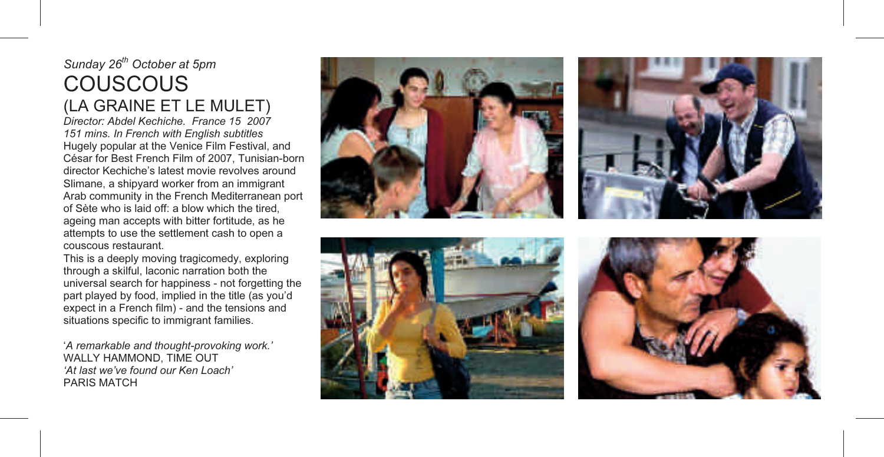*Sunday 26th October at 5pm*

# COUSCOUS

## (LA GRAINE ET LE MULET)

*Director: Abdel Kechiche. France 15 2007*
*151 mins. In French with English subtitles*

Hugely popular at the Venice Film Festival, and César for Best French Film of 2007, Tunisian-born director Kechiche's latest movie revolves around Slimane, a shipyard worker from an immigrant Arab community in the French Mediterranean port of Sète who is laid off: a blow which the tired, ageing man accepts with bitter fortitude, as he attempts to use the settlement cash to open a couscous restaurant.

This is a deeply moving tragicomedy, exploring through a skilful, laconic narration both the universal search for happiness - not forgetting the part played by food, implied in the title (as you'd expect in a French film) - and the tensions and situations specific to immigrant families.

'*A remarkable and thought-provoking work.'*
WALLY HAMMOND, TIME OUT

*'At last we've found our Ken Loach'*
PARIS MATCH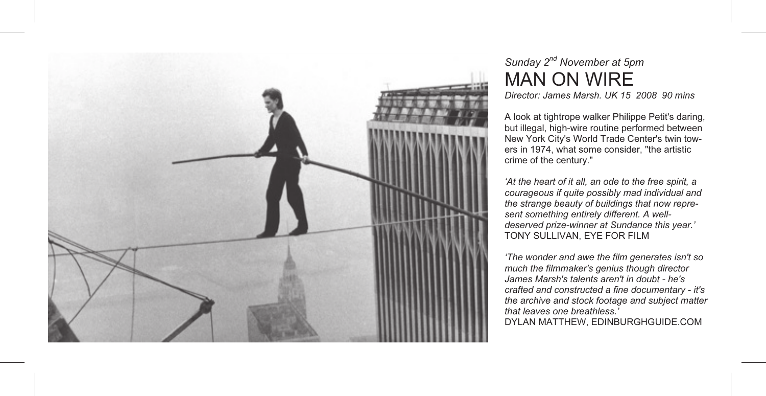*Sunday 2nd November at 5pm*

# MAN ON WIRE

*Director: James Marsh. UK 15 2008 90 mins*

A look at tightrope walker Philippe Petit's daring, but illegal, high-wire routine performed between New York City's World Trade Center's twin towers in 1974, what some consider, "the artistic crime of the century."

*'At the heart of it all, an ode to the free spirit, a courageous if quite possibly mad individual and the strange beauty of buildings that now represent something entirely different. A well-deserved prize-winner at Sundance this year.'*
TONY SULLIVAN, EYE FOR FILM

*'The wonder and awe the film generates isn't so much the filmmaker's genius though director James Marsh's talents aren't in doubt - he's crafted and constructed a fine documentary - it's the archive and stock footage and subject matter that leaves one breathless.'*
DYLAN MATTHEW, EDINBURGHGUIDE.COM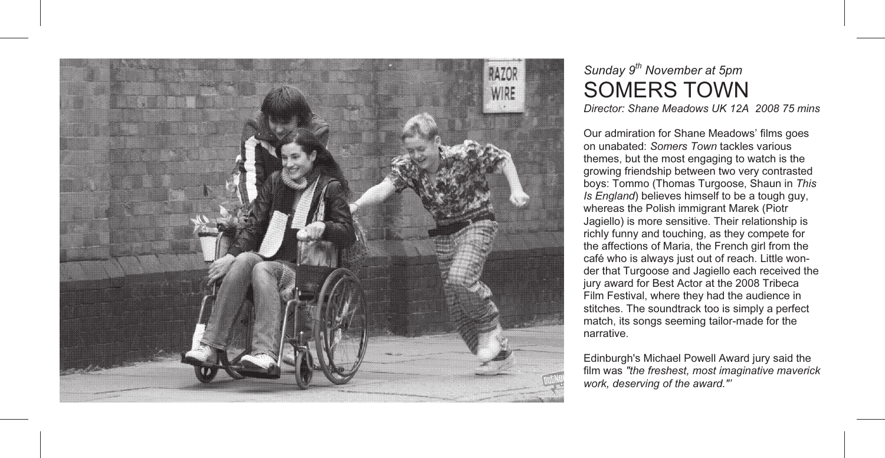*Sunday 9th November at 5pm*

# SOMERS TOWN

*Director: Shane Meadows UK 12A 2008 75 mins*

Our admiration for Shane Meadows' films goes on unabated: *Somers Town* tackles various themes, but the most engaging to watch is the growing friendship between two very contrasted boys: Tommo (Thomas Turgoose, Shaun in *This Is England*) believes himself to be a tough guy, whereas the Polish immigrant Marek (Piotr Jagiello) is more sensitive. Their relationship is richly funny and touching, as they compete for the affections of Maria, the French girl from the café who is always just out of reach. Little wonder that Turgoose and Jagiello each received the jury award for Best Actor at the 2008 Tribeca Film Festival, where they had the audience in stitches. The soundtrack too is simply a perfect match, its songs seeming tailor-made for the narrative.

Edinburgh's Michael Powell Award jury said the film was *"the freshest, most imaginative maverick work, deserving of the award."'*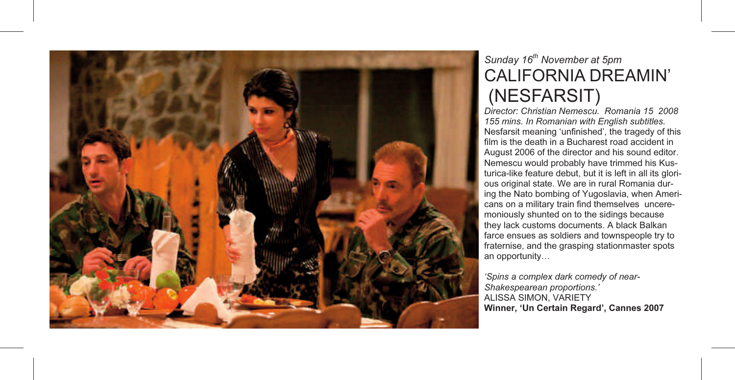*Sunday 16th November at 5pm*

## CALIFORNIA DREAMIN' (NESFARSIT)

*Director: Christian Nemescu. Romania 15 2008 155 mins. In Romanian with English subtitles.*

Nesfarsit meaning 'unfinished', the tragedy of this film is the death in a Bucharest road accident in August 2006 of the director and his sound editor. Nemescu would probably have trimmed his Kusturica-like feature debut, but it is left in all its glorious original state. We are in rural Romania during the Nato bombing of Yugoslavia, when Americans on a military train find themselves unceremoniously shunted on to the sidings because they lack customs documents. A black Balkan farce ensues as soldiers and townspeople try to fraternise, and the grasping stationmaster spots an opportunity…

*'Spins a complex dark comedy of near-Shakespearean proportions.'*
ALISSA SIMON, VARIETY
**Winner, 'Un Certain Regard', Cannes 2007**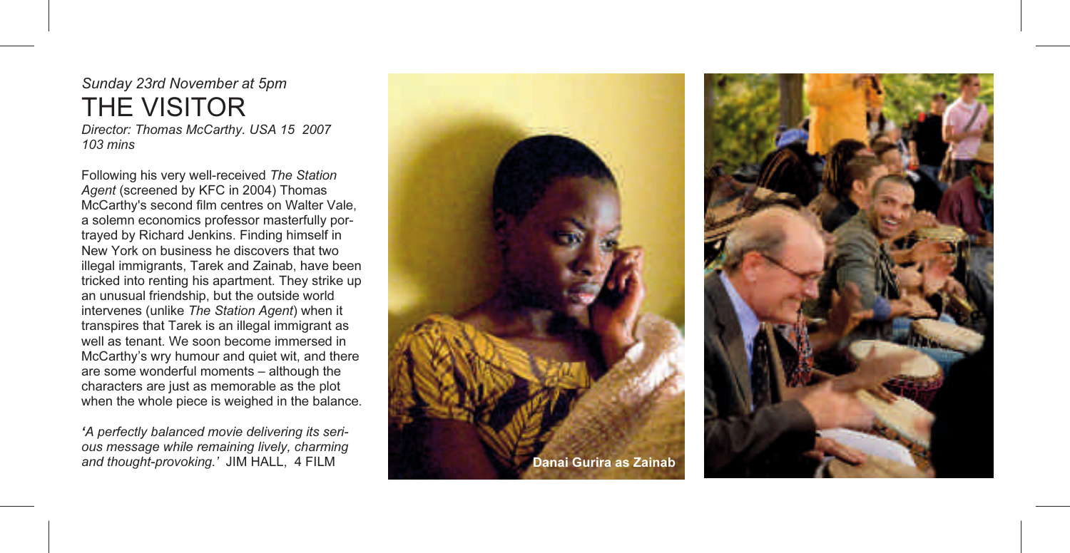*Sunday 23rd November at 5pm*

# THE VISITOR

*Director: Thomas McCarthy. USA 15 2007*
*103 mins*

Following his very well-received *The Station Agent* (screened by KFC in 2004) Thomas McCarthy's second film centres on Walter Vale, a solemn economics professor masterfully portrayed by Richard Jenkins. Finding himself in New York on business he discovers that two illegal immigrants, Tarek and Zainab, have been tricked into renting his apartment. They strike up an unusual friendship, but the outside world intervenes (unlike *The Station Agent*) when it transpires that Tarek is an illegal immigrant as well as tenant. We soon become immersed in McCarthy's wry humour and quiet wit, and there are some wonderful moments – although the characters are just as memorable as the plot when the whole piece is weighed in the balance.

*'A perfectly balanced movie delivering its serious message while remaining lively, charming and thought-provoking.'* JIM HALL, 4 FILM

**Danai Gurira as Zainab**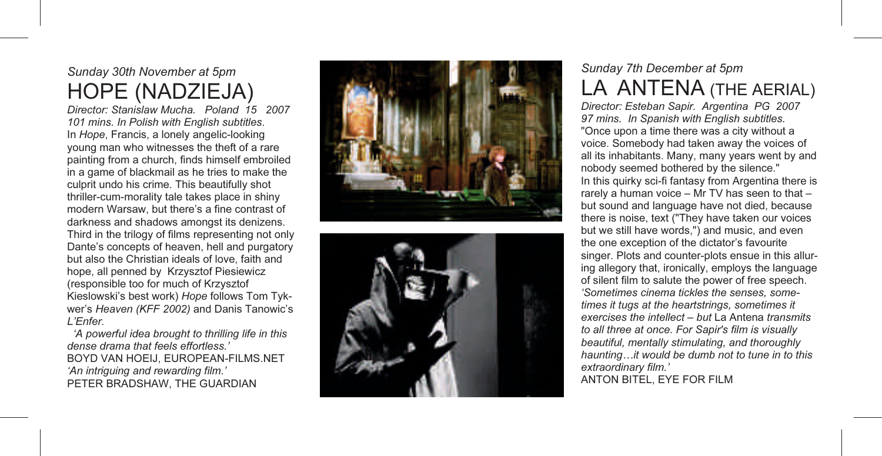*Sunday 30th November at 5pm*

# HOPE (NADZIEJA)

*Director: Stanislaw Mucha. Poland 15 2007 101 mins. In Polish with English subtitles*.

In *Hope*, Francis, a lonely angelic-looking young man who witnesses the theft of a rare painting from a church, finds himself embroiled in a game of blackmail as he tries to make the culprit undo his crime. This beautifully shot thriller-cum-morality tale takes place in shiny modern Warsaw, but there's a fine contrast of darkness and shadows amongst its denizens. Third in the trilogy of films representing not only Dante's concepts of heaven, hell and purgatory but also the Christian ideals of love, faith and hope, all penned by Krzysztof Piesiewicz (responsible too for much of Krzysztof Kieslowski's best work) *Hope* follows Tom Tykwer's *Heaven (KFF 2002)* and Danis Tanowic's *L'Enfer*.

*'A powerful idea brought to thrilling life in this dense drama that feels effortless.'*
BOYD VAN HOEIJ, EUROPEAN-FILMS.NET

*'An intriguing and rewarding film.'*
PETER BRADSHAW, THE GUARDIAN

*Sunday 7th December at 5pm*

# LA ANTENA (THE AERIAL)

*Director: Esteban Sapir. Argentina PG 2007 97 mins. In Spanish with English subtitles.*

"Once upon a time there was a city without a voice. Somebody had taken away the voices of all its inhabitants. Many, many years went by and nobody seemed bothered by the silence."

In this quirky sci-fi fantasy from Argentina there is rarely a human voice – Mr TV has seen to that – but sound and language have not died, because there is noise, text ("They have taken our voices but we still have words,") and music, and even the one exception of the dictator's favourite singer. Plots and counter-plots ensue in this alluring allegory that, ironically, employs the language of silent film to salute the power of free speech.

*'Sometimes cinema tickles the senses, sometimes it tugs at the heartstrings, sometimes it exercises the intellect – but* La Antena *transmits to all three at once. For Sapir's film is visually beautiful, mentally stimulating, and thoroughly haunting…it would be dumb not to tune in to this extraordinary film.'*
ANTON BITEL, EYE FOR FILM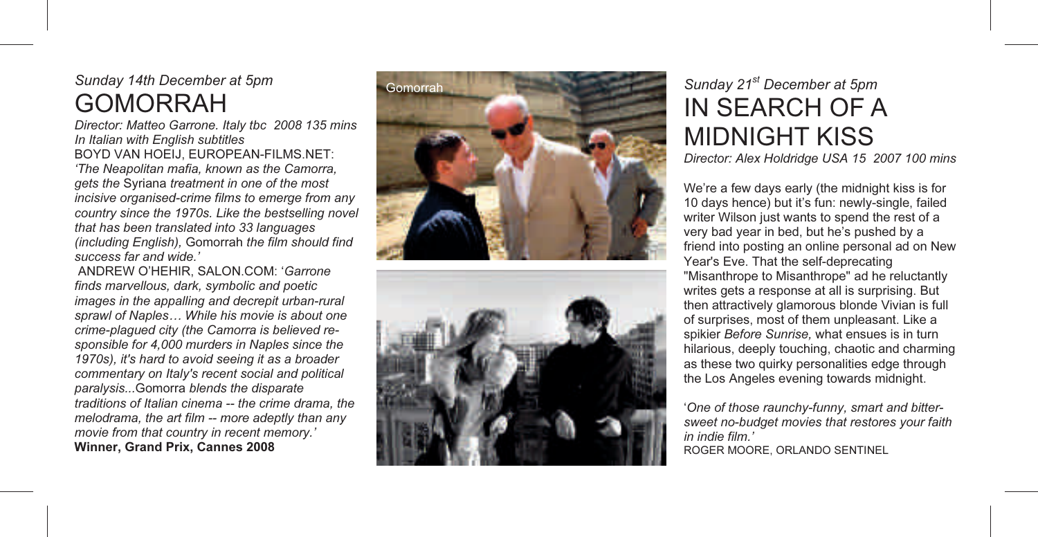*Sunday 14th December at 5pm*

# GOMORRAH

*Director: Matteo Garrone. Italy tbc 2008 135 mins*
*In Italian with English subtitles*

BOYD VAN HOEIJ, EUROPEAN-FILMS.NET: *'The Neapolitan mafia, known as the Camorra, gets the* Syriana *treatment in one of the most incisive organised-crime films to emerge from any country since the 1970s. Like the bestselling novel that has been translated into 33 languages (including English),* Gomorrah *the film should find success far and wide.'*

ANDREW O'HEHIR, SALON.COM: '*Garrone finds marvellous, dark, symbolic and poetic images in the appalling and decrepit urban-rural sprawl of Naples… While his movie is about one crime-plagued city (the Camorra is believed responsible for 4,000 murders in Naples since the 1970s), it's hard to avoid seeing it as a broader commentary on Italy's recent social and political paralysis...*Gomorra *blends the disparate traditions of Italian cinema -- the crime drama, the melodrama, the art film -- more adeptly than any movie from that country in recent memory.'*

**Winner, Grand Prix, Cannes 2008**

Gomorrah

*Sunday 21st December at 5pm*

# IN SEARCH OF A MIDNIGHT KISS

*Director: Alex Holdridge USA 15 2007 100 mins*

We're a few days early (the midnight kiss is for 10 days hence) but it's fun: newly-single, failed writer Wilson just wants to spend the rest of a very bad year in bed, but he's pushed by a friend into posting an online personal ad on New Year's Eve. That the self-deprecating "Misanthrope to Misanthrope" ad he reluctantly writes gets a response at all is surprising. But then attractively glamorous blonde Vivian is full of surprises, most of them unpleasant. Like a spikier *Before Sunrise,* what ensues is in turn hilarious, deeply touching, chaotic and charming as these two quirky personalities edge through the Los Angeles evening towards midnight.

'*One of those raunchy-funny, smart and bitter-sweet no-budget movies that restores your faith in indie film.'*
ROGER MOORE, ORLANDO SENTINEL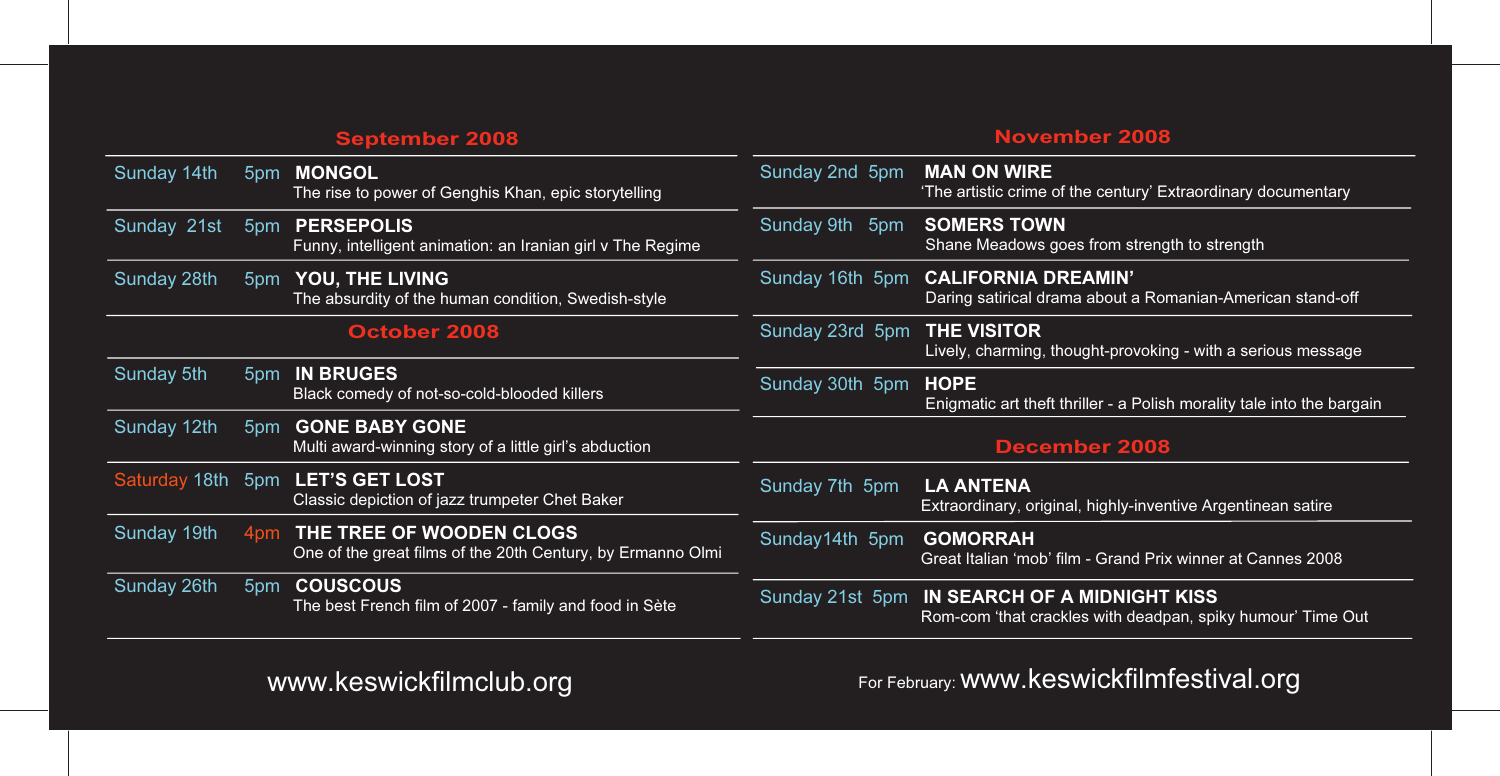## September 2008

| | | |
|---|---|---|
| Sunday 14th | 5pm | **MONGOL**<br>The rise to power of Genghis Khan, epic storytelling |
| Sunday 21st | 5pm | **PERSEPOLIS**<br>Funny, intelligent animation: an Iranian girl v The Regime |
| Sunday 28th | 5pm | **YOU, THE LIVING**<br>The absurdity of the human condition, Swedish-style |

## October 2008

| | | |
|---|---|---|
| Sunday 5th | 5pm | **IN BRUGES**<br>Black comedy of not-so-cold-blooded killers |
| Sunday 12th | 5pm | **GONE BABY GONE**<br>Multi award-winning story of a little girl's abduction |
| Saturday 18th | 5pm | **LET'S GET LOST**<br>Classic depiction of jazz trumpeter Chet Baker |
| Sunday 19th | 4pm | **THE TREE OF WOODEN CLOGS**<br>One of the great films of the 20th Century, by Ermanno Olmi |
| Sunday 26th | 5pm | **COUSCOUS**<br>The best French film of 2007 - family and food in Sète |

## November 2008

| | |
|---|---|
| Sunday 2nd 5pm | **MAN ON WIRE**<br>'The artistic crime of the century' Extraordinary documentary |
| Sunday 9th 5pm | **SOMERS TOWN**<br>Shane Meadows goes from strength to strength |
| Sunday 16th 5pm | **CALIFORNIA DREAMIN'**<br>Daring satirical drama about a Romanian-American stand-off |
| Sunday 23rd 5pm | **THE VISITOR**<br>Lively, charming, thought-provoking - with a serious message |
| Sunday 30th 5pm | **HOPE**<br>Enigmatic art theft thriller - a Polish morality tale into the bargain |

## December 2008

| | |
|---|---|
| Sunday 7th 5pm | **LA ANTENA**<br>Extraordinary, original, highly-inventive Argentinean satire |
| Sunday14th 5pm | **GOMORRAH**<br>Great Italian 'mob' film - Grand Prix winner at Cannes 2008 |
| Sunday 21st 5pm | **IN SEARCH OF A MIDNIGHT KISS**<br>Rom-com 'that crackles with deadpan, spiky humour' Time Out |

www.keswickfilmclub.org

For February: www.keswickfilmfestival.org